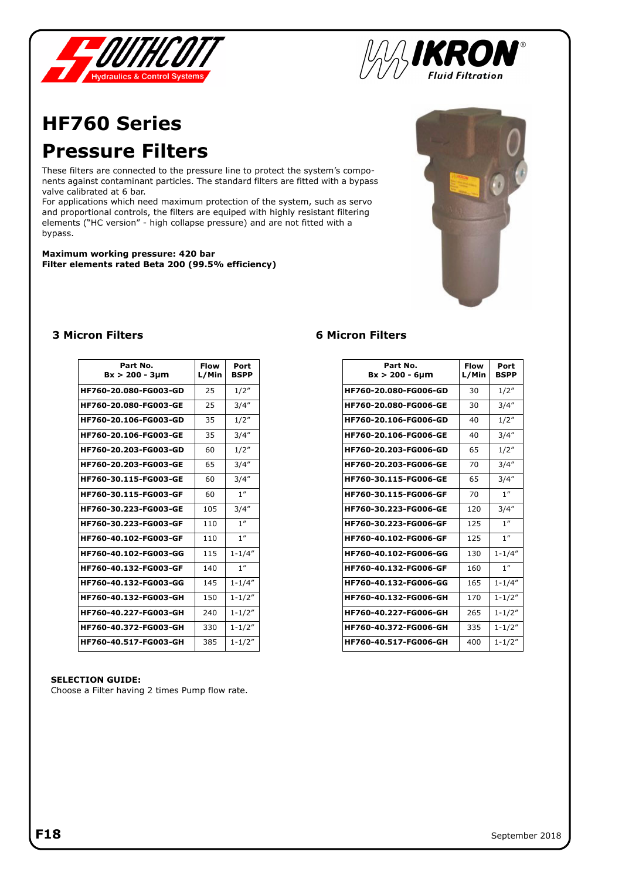# HF760 Series

# Pressure Filters

These filters are connected to the pressure line to protect the system's components against contaminant particles. The standard filters are fitted with a bypass valve calibrated at 6 bar.
For applications which need maximum protection of the system, such as servo and proportional controls, the filters are equiped with highly resistant filtering elements ("HC version" - high collapse pressure) and are not fitted with a bypass.

**Maximum working pressure: 420 bar**
**Filter elements rated Beta 200 (99.5% efficiency)**

### 3 Micron Filters

| Part No. Bx > 200 - 3µm | Flow L/Min | Port BSPP |
|---|---|---|
| **HF760-20.080-FG003-GD** | 25 | 1/2″ |
| **HF760-20.080-FG003-GE** | 25 | 3/4″ |
| **HF760-20.106-FG003-GD** | 35 | 1/2″ |
| **HF760-20.106-FG003-GE** | 35 | 3/4″ |
| **HF760-20.203-FG003-GD** | 60 | 1/2″ |
| **HF760-20.203-FG003-GE** | 65 | 3/4″ |
| **HF760-30.115-FG003-GE** | 60 | 3/4″ |
| **HF760-30.115-FG003-GF** | 60 | 1″ |
| **HF760-30.223-FG003-GE** | 105 | 3/4″ |
| **HF760-30.223-FG003-GF** | 110 | 1″ |
| **HF760-40.102-FG003-GF** | 110 | 1″ |
| **HF760-40.102-FG003-GG** | 115 | 1-1/4″ |
| **HF760-40.132-FG003-GF** | 140 | 1″ |
| **HF760-40.132-FG003-GG** | 145 | 1-1/4″ |
| **HF760-40.132-FG003-GH** | 150 | 1-1/2″ |
| **HF760-40.227-FG003-GH** | 240 | 1-1/2″ |
| **HF760-40.372-FG003-GH** | 330 | 1-1/2″ |
| **HF760-40.517-FG003-GH** | 385 | 1-1/2″ |

### 6 Micron Filters

| Part No. Bx > 200 - 6µm | Flow L/Min | Port BSPP |
|---|---|---|
| **HF760-20.080-FG006-GD** | 30 | 1/2″ |
| **HF760-20.080-FG006-GE** | 30 | 3/4″ |
| **HF760-20.106-FG006-GD** | 40 | 1/2″ |
| **HF760-20.106-FG006-GE** | 40 | 3/4″ |
| **HF760-20.203-FG006-GD** | 65 | 1/2″ |
| **HF760-20.203-FG006-GE** | 70 | 3/4″ |
| **HF760-30.115-FG006-GE** | 65 | 3/4″ |
| **HF760-30.115-FG006-GF** | 70 | 1″ |
| **HF760-30.223-FG006-GE** | 120 | 3/4″ |
| **HF760-30.223-FG006-GF** | 125 | 1″ |
| **HF760-40.102-FG006-GF** | 125 | 1″ |
| **HF760-40.102-FG006-GG** | 130 | 1-1/4″ |
| **HF760-40.132-FG006-GF** | 160 | 1″ |
| **HF760-40.132-FG006-GG** | 165 | 1-1/4″ |
| **HF760-40.132-FG006-GH** | 170 | 1-1/2″ |
| **HF760-40.227-FG006-GH** | 265 | 1-1/2″ |
| **HF760-40.372-FG006-GH** | 335 | 1-1/2″ |
| **HF760-40.517-FG006-GH** | 400 | 1-1/2″ |

**SELECTION GUIDE:**
Choose a Filter having 2 times Pump flow rate.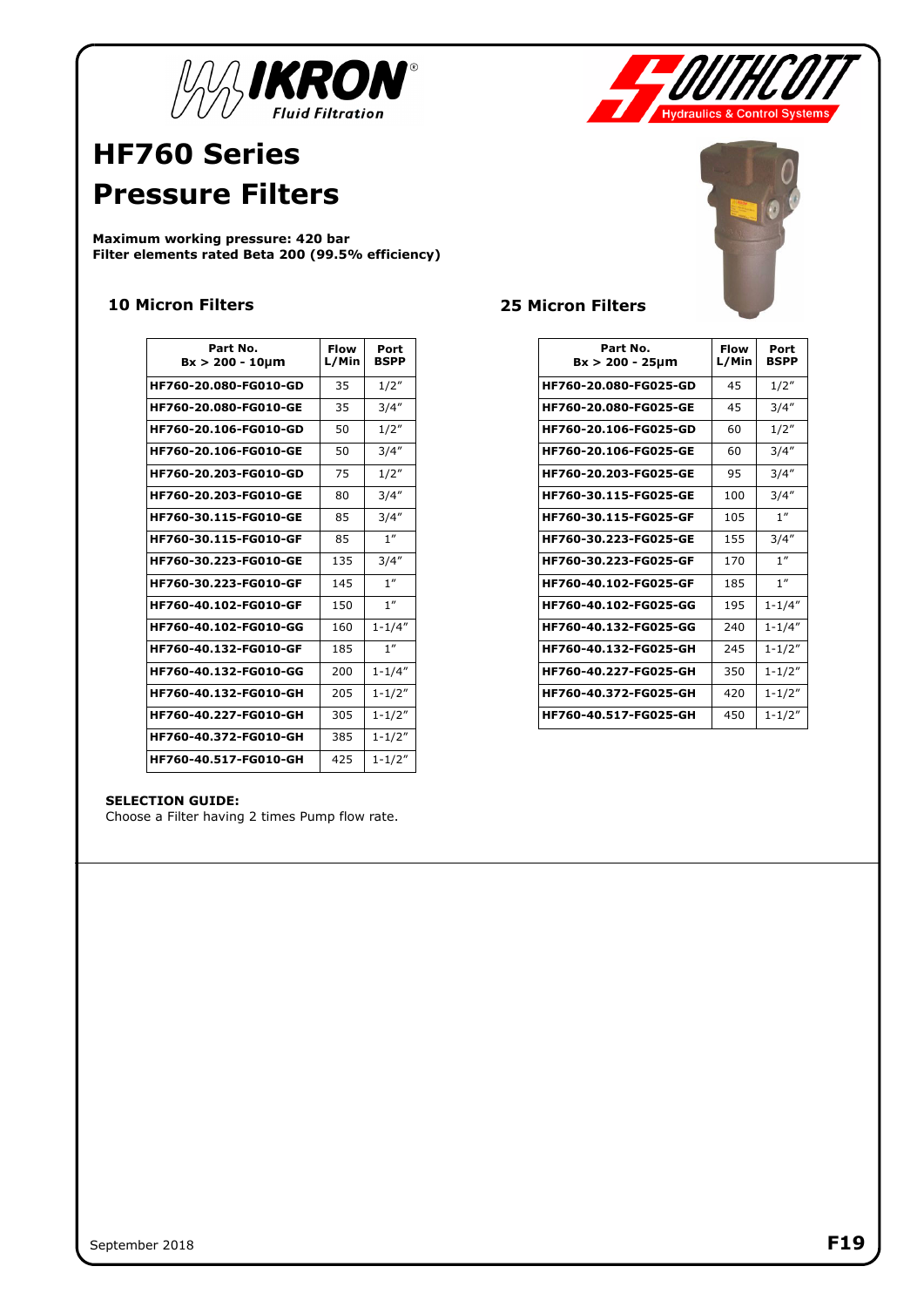# HF760 Series
# Pressure Filters

**Maximum working pressure: 420 bar**
**Filter elements rated Beta 200 (99.5% efficiency)**

### 10 Micron Filters

| Part No. Bx > 200 - 10µm | Flow L/Min | Port BSPP |
|---|---|---|
| HF760-20.080-FG010-GD | 35 | 1/2" |
| HF760-20.080-FG010-GE | 35 | 3/4" |
| HF760-20.106-FG010-GD | 50 | 1/2" |
| HF760-20.106-FG010-GE | 50 | 3/4" |
| HF760-20.203-FG010-GD | 75 | 1/2" |
| HF760-20.203-FG010-GE | 80 | 3/4" |
| HF760-30.115-FG010-GE | 85 | 3/4" |
| HF760-30.115-FG010-GF | 85 | 1" |
| HF760-30.223-FG010-GE | 135 | 3/4" |
| HF760-30.223-FG010-GF | 145 | 1" |
| HF760-40.102-FG010-GF | 150 | 1" |
| HF760-40.102-FG010-GG | 160 | 1-1/4" |
| HF760-40.132-FG010-GF | 185 | 1" |
| HF760-40.132-FG010-GG | 200 | 1-1/4" |
| HF760-40.132-FG010-GH | 205 | 1-1/2" |
| HF760-40.227-FG010-GH | 305 | 1-1/2" |
| HF760-40.372-FG010-GH | 385 | 1-1/2" |
| HF760-40.517-FG010-GH | 425 | 1-1/2" |

### 25 Micron Filters

| Part No. Bx > 200 - 25µm | Flow L/Min | Port BSPP |
|---|---|---|
| HF760-20.080-FG025-GD | 45 | 1/2" |
| HF760-20.080-FG025-GE | 45 | 3/4" |
| HF760-20.106-FG025-GD | 60 | 1/2" |
| HF760-20.106-FG025-GE | 60 | 3/4" |
| HF760-20.203-FG025-GE | 95 | 3/4" |
| HF760-30.115-FG025-GE | 100 | 3/4" |
| HF760-30.115-FG025-GF | 105 | 1" |
| HF760-30.223-FG025-GE | 155 | 3/4" |
| HF760-30.223-FG025-GF | 170 | 1" |
| HF760-40.102-FG025-GF | 185 | 1" |
| HF760-40.102-FG025-GG | 195 | 1-1/4" |
| HF760-40.132-FG025-GG | 240 | 1-1/4" |
| HF760-40.132-FG025-GH | 245 | 1-1/2" |
| HF760-40.227-FG025-GH | 350 | 1-1/2" |
| HF760-40.372-FG025-GH | 420 | 1-1/2" |
| HF760-40.517-FG025-GH | 450 | 1-1/2" |

**SELECTION GUIDE:**
Choose a Filter having 2 times Pump flow rate.

September 2018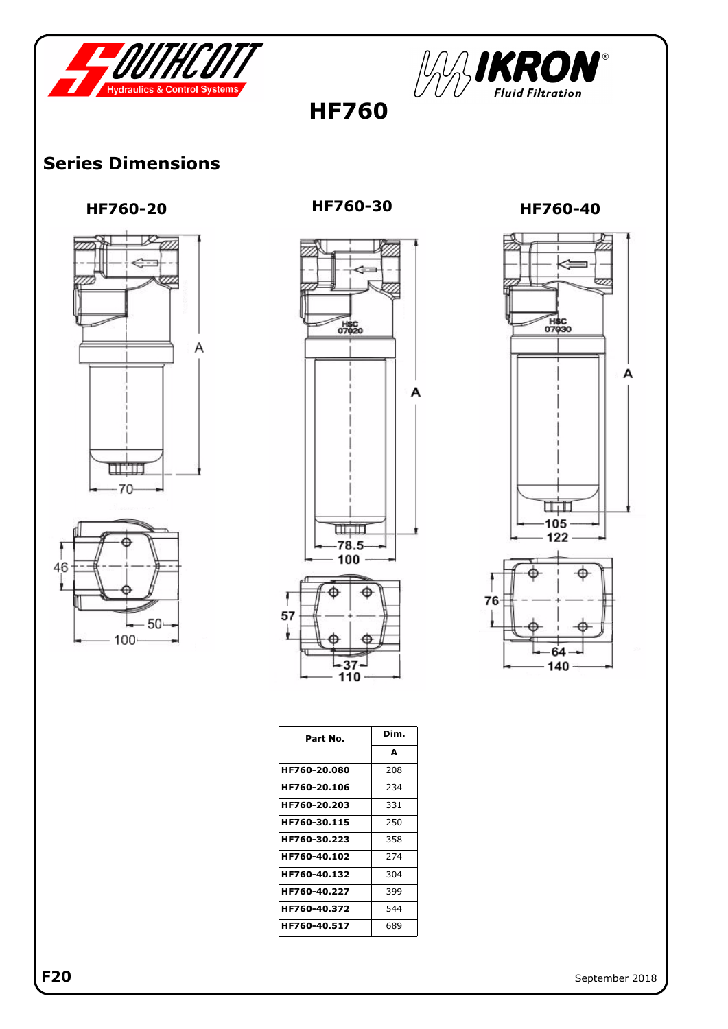# HF760

## Series Dimensions

### HF760-20

### HF760-30

### HF760-40

| Part No. | Dim. |
| --- | --- |
| | A |
| HF760-20.080 | 208 |
| HF760-20.106 | 234 |
| HF760-20.203 | 331 |
| HF760-30.115 | 250 |
| HF760-30.223 | 358 |
| HF760-40.102 | 274 |
| HF760-40.132 | 304 |
| HF760-40.227 | 399 |
| HF760-40.372 | 544 |
| HF760-40.517 | 689 |

September 2018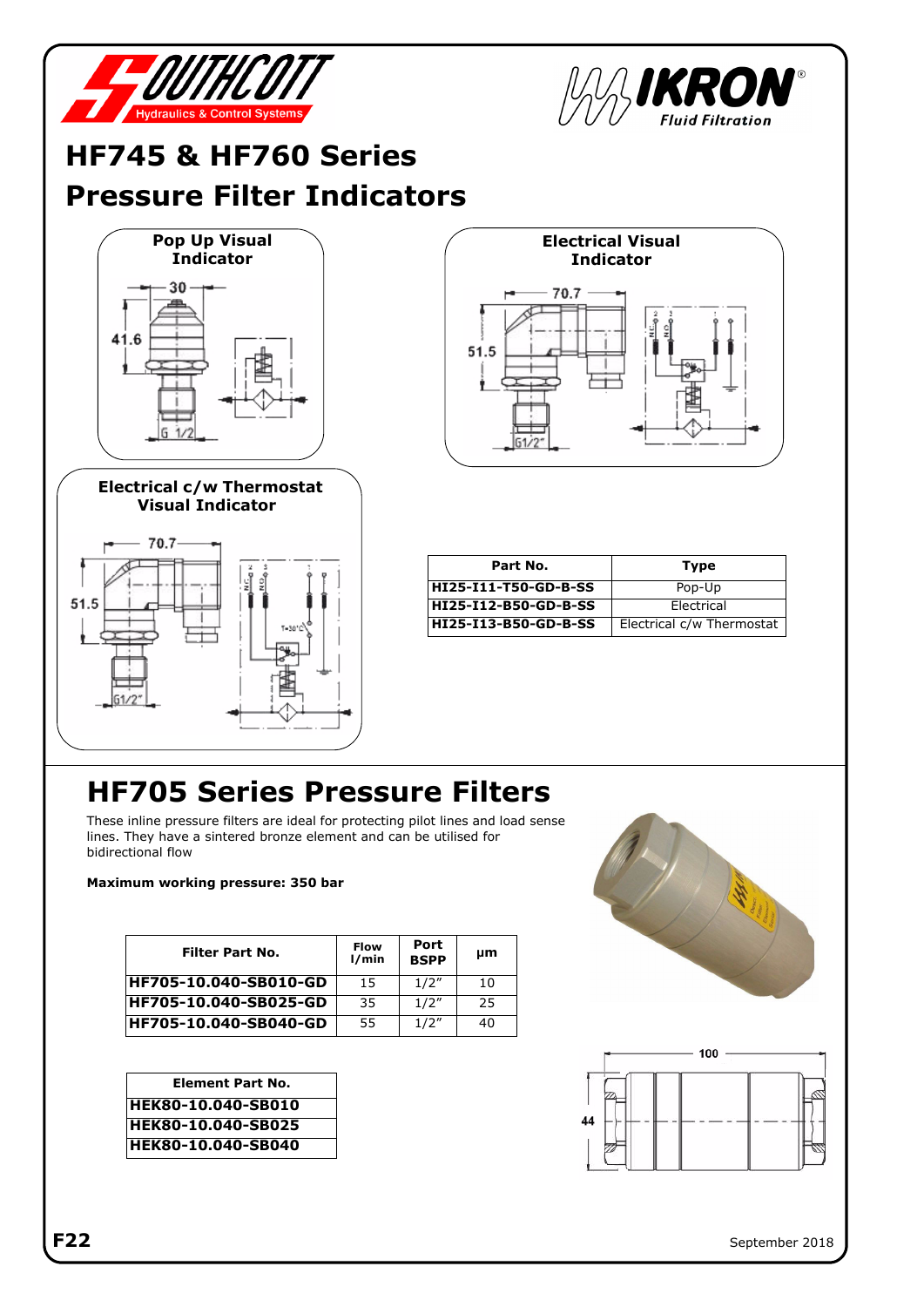# HF745 & HF760 Series

# Pressure Filter Indicators

### Pop Up Visual Indicator

30

41.6

G 1/2

### Electrical Visual Indicator

70.7

51.5

G1/2"

### Electrical c/w Thermostat Visual Indicator

70.7

51.5

G1/2"

| Part No. | Type |
|---|---|
| **HI25-I11-T50-GD-B-SS** | Pop-Up |
| **HI25-I12-B50-GD-B-SS** | Electrical |
| **HI25-I13-B50-GD-B-SS** | Electrical c/w Thermostat |

# HF705 Series Pressure Filters

These inline pressure filters are ideal for protecting pilot lines and load sense lines. They have a sintered bronze element and can be utilised for bidirectional flow

**Maximum working pressure: 350 bar**

| Filter Part No. | Flow l/min | Port BSPP | μm |
|---|---|---|---|
| **HF705-10.040-SB010-GD** | 15 | 1/2" | 10 |
| **HF705-10.040-SB025-GD** | 35 | 1/2" | 25 |
| **HF705-10.040-SB040-GD** | 55 | 1/2" | 40 |

| Element Part No. |
|---|
| **HEK80-10.040-SB010** |
| **HEK80-10.040-SB025** |
| **HEK80-10.040-SB040** |

100

44

September 2018